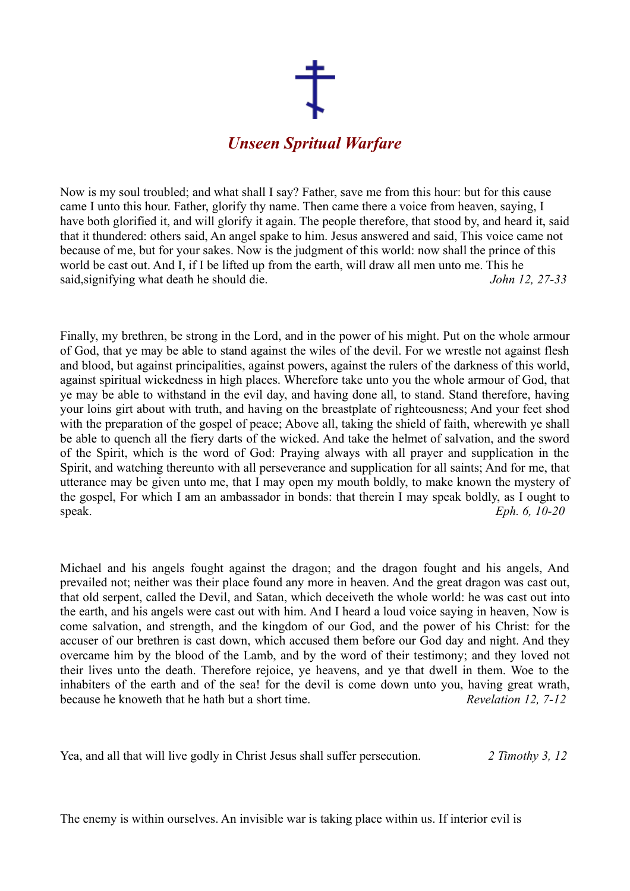# *Unseen Spritual Warfare*

Now is my soul troubled; and what shall I say? Father, save me from this hour: but for this cause came I unto this hour. Father, glorify thy name. Then came there a voice from heaven, saying, I have both glorified it, and will glorify it again. The people therefore, that stood by, and heard it, said that it thundered: others said, An angel spake to him. Jesus answered and said, This voice came not because of me, but for your sakes. Now is the judgment of this world: now shall the prince of this world be cast out. And I, if I be lifted up from the earth, will draw all men unto me. This he said,signifying what death he should die. *John 12, 27-33*

Finally, my brethren, be strong in the Lord, and in the power of his might. Put on the whole armour of God, that ye may be able to stand against the wiles of the devil. For we wrestle not against flesh and blood, but against principalities, against powers, against the rulers of the darkness of this world, against spiritual wickedness in high places. Wherefore take unto you the whole armour of God, that ye may be able to withstand in the evil day, and having done all, to stand. Stand therefore, having your loins girt about with truth, and having on the breastplate of righteousness; And your feet shod with the preparation of the gospel of peace; Above all, taking the shield of faith, wherewith ye shall be able to quench all the fiery darts of the wicked. And take the helmet of salvation, and the sword of the Spirit, which is the word of God: Praying always with all prayer and supplication in the Spirit, and watching thereunto with all perseverance and supplication for all saints; And for me, that utterance may be given unto me, that I may open my mouth boldly, to make known the mystery of the gospel, For which I am an ambassador in bonds: that therein I may speak boldly, as I ought to speak. *Eph. 6, 10-20*

Michael and his angels fought against the dragon; and the dragon fought and his angels, And prevailed not; neither was their place found any more in heaven. And the great dragon was cast out, that old serpent, called the Devil, and Satan, which deceiveth the whole world: he was cast out into the earth, and his angels were cast out with him. And I heard a loud voice saying in heaven, Now is come salvation, and strength, and the kingdom of our God, and the power of his Christ: for the accuser of our brethren is cast down, which accused them before our God day and night. And they overcame him by the blood of the Lamb, and by the word of their testimony; and they loved not their lives unto the death. Therefore rejoice, ye heavens, and ye that dwell in them. Woe to the inhabiters of the earth and of the sea! for the devil is come down unto you, having great wrath, because he knoweth that he hath but a short time. *Revelation 12, 7-12*

Yea, and all that will live godly in Christ Jesus shall suffer persecution. *2 Timothy 3, 12*

The enemy is within ourselves. An invisible war is taking place within us. If interior evil is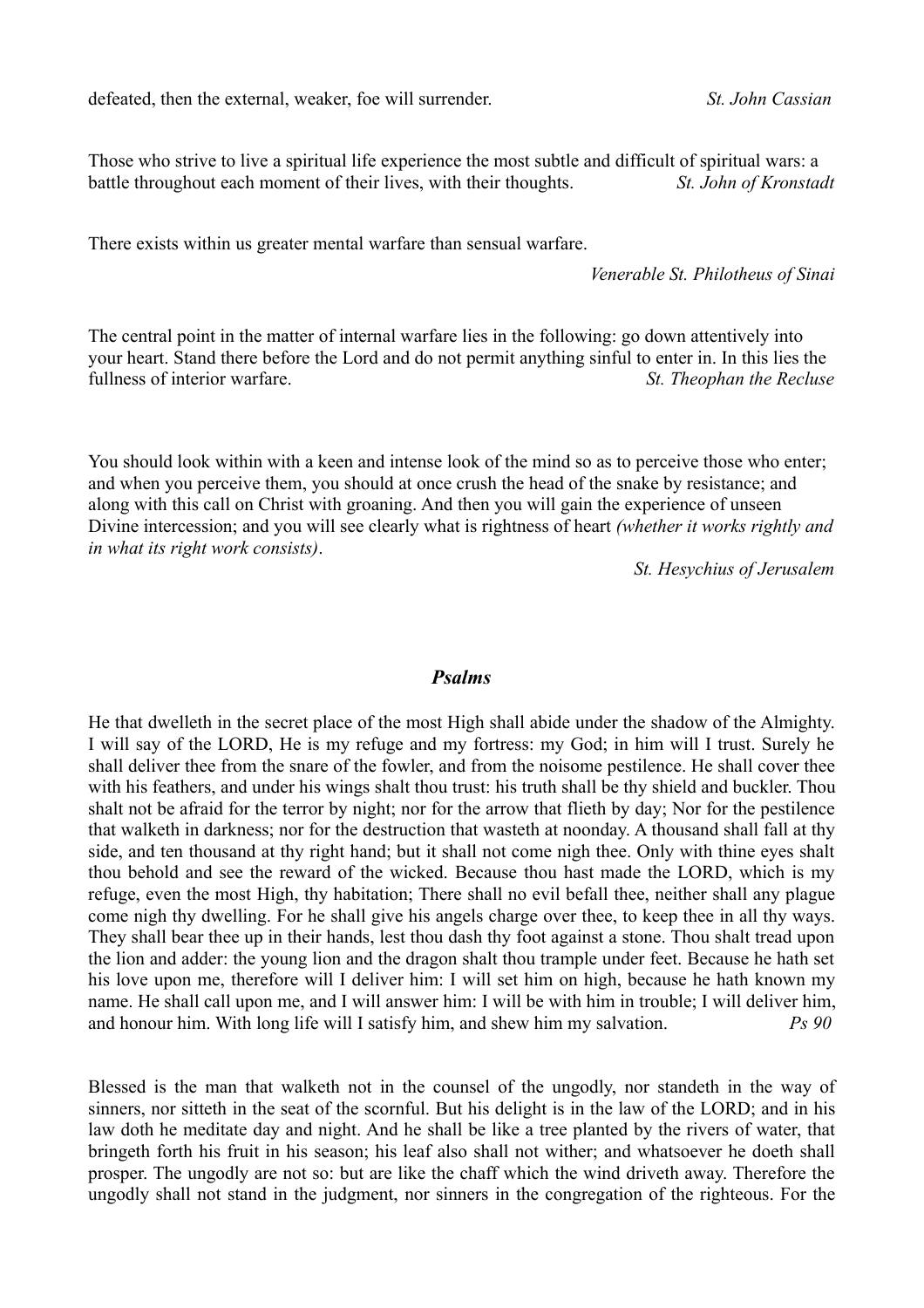defeated, then the external, weaker, foe will surrender. *St. John Cassian*

Those who strive to live a spiritual life experience the most subtle and difficult of spiritual wars: a battle throughout each moment of their lives, with their thoughts. *St. John of Kronstadt*

There exists within us greater mental warfare than sensual warfare.

*Venerable St. Philotheus of Sinai*

The central point in the matter of internal warfare lies in the following: go down attentively into your heart. Stand there before the Lord and do not permit anything sinful to enter in. In this lies the fullness of interior warfare. *St. Theophan the Recluse*

You should look within with a keen and intense look of the mind so as to perceive those who enter; and when you perceive them, you should at once crush the head of the snake by resistance; and along with this call on Christ with groaning. And then you will gain the experience of unseen Divine intercession; and you will see clearly what is rightness of heart *(whether it works rightly and in what its right work consists)*.

*St. Hesychius of Jerusalem*

### *Psalms*

He that dwelleth in the secret place of the most High shall abide under the shadow of the Almighty. I will say of the LORD, He is my refuge and my fortress: my God; in him will I trust. Surely he shall deliver thee from the snare of the fowler, and from the noisome pestilence. He shall cover thee with his feathers, and under his wings shalt thou trust: his truth shall be thy shield and buckler. Thou shalt not be afraid for the terror by night; nor for the arrow that flieth by day; Nor for the pestilence that walketh in darkness; nor for the destruction that wasteth at noonday. A thousand shall fall at thy side, and ten thousand at thy right hand; but it shall not come nigh thee. Only with thine eyes shalt thou behold and see the reward of the wicked. Because thou hast made the LORD, which is my refuge, even the most High, thy habitation; There shall no evil befall thee, neither shall any plague come nigh thy dwelling. For he shall give his angels charge over thee, to keep thee in all thy ways. They shall bear thee up in their hands, lest thou dash thy foot against a stone. Thou shalt tread upon the lion and adder: the young lion and the dragon shalt thou trample under feet. Because he hath set his love upon me, therefore will I deliver him: I will set him on high, because he hath known my name. He shall call upon me, and I will answer him: I will be with him in trouble; I will deliver him, and honour him. With long life will I satisfy him, and shew him my salvation. *Ps 90*

Blessed is the man that walketh not in the counsel of the ungodly, nor standeth in the way of sinners, nor sitteth in the seat of the scornful. But his delight is in the law of the LORD; and in his law doth he meditate day and night. And he shall be like a tree planted by the rivers of water, that bringeth forth his fruit in his season; his leaf also shall not wither; and whatsoever he doeth shall prosper. The ungodly are not so: but are like the chaff which the wind driveth away. Therefore the ungodly shall not stand in the judgment, nor sinners in the congregation of the righteous. For the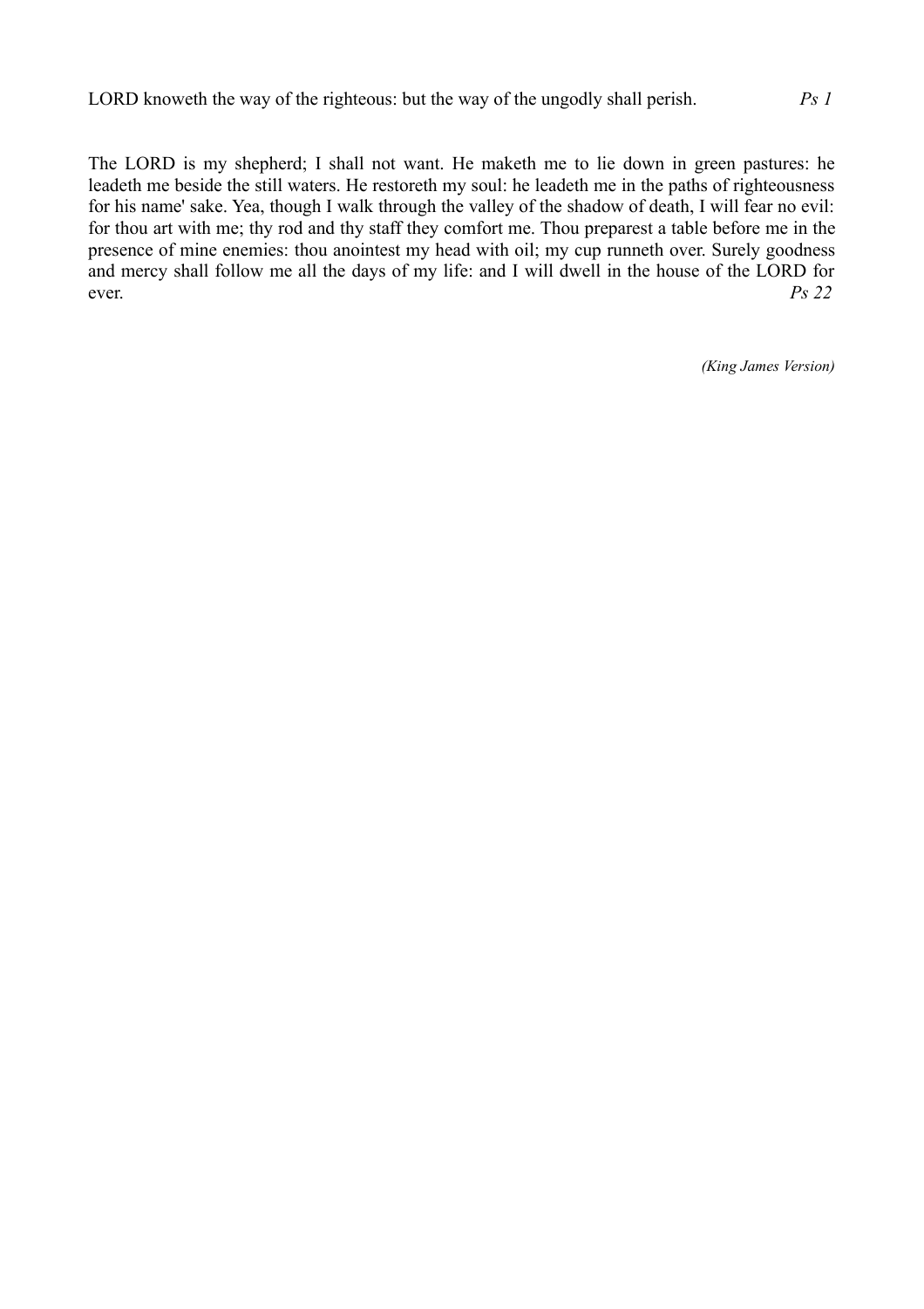LORD knoweth the way of the righteous: but the way of the ungodly shall perish. *Ps 1*

The LORD is my shepherd; I shall not want. He maketh me to lie down in green pastures: he leadeth me beside the still waters. He restoreth my soul: he leadeth me in the paths of righteousness for his name' sake. Yea, though I walk through the valley of the shadow of death, I will fear no evil: for thou art with me; thy rod and thy staff they comfort me. Thou preparest a table before me in the presence of mine enemies: thou anointest my head with oil; my cup runneth over. Surely goodness and mercy shall follow me all the days of my life: and I will dwell in the house of the LORD for ever. *Ps 22*

*(King James Version)*